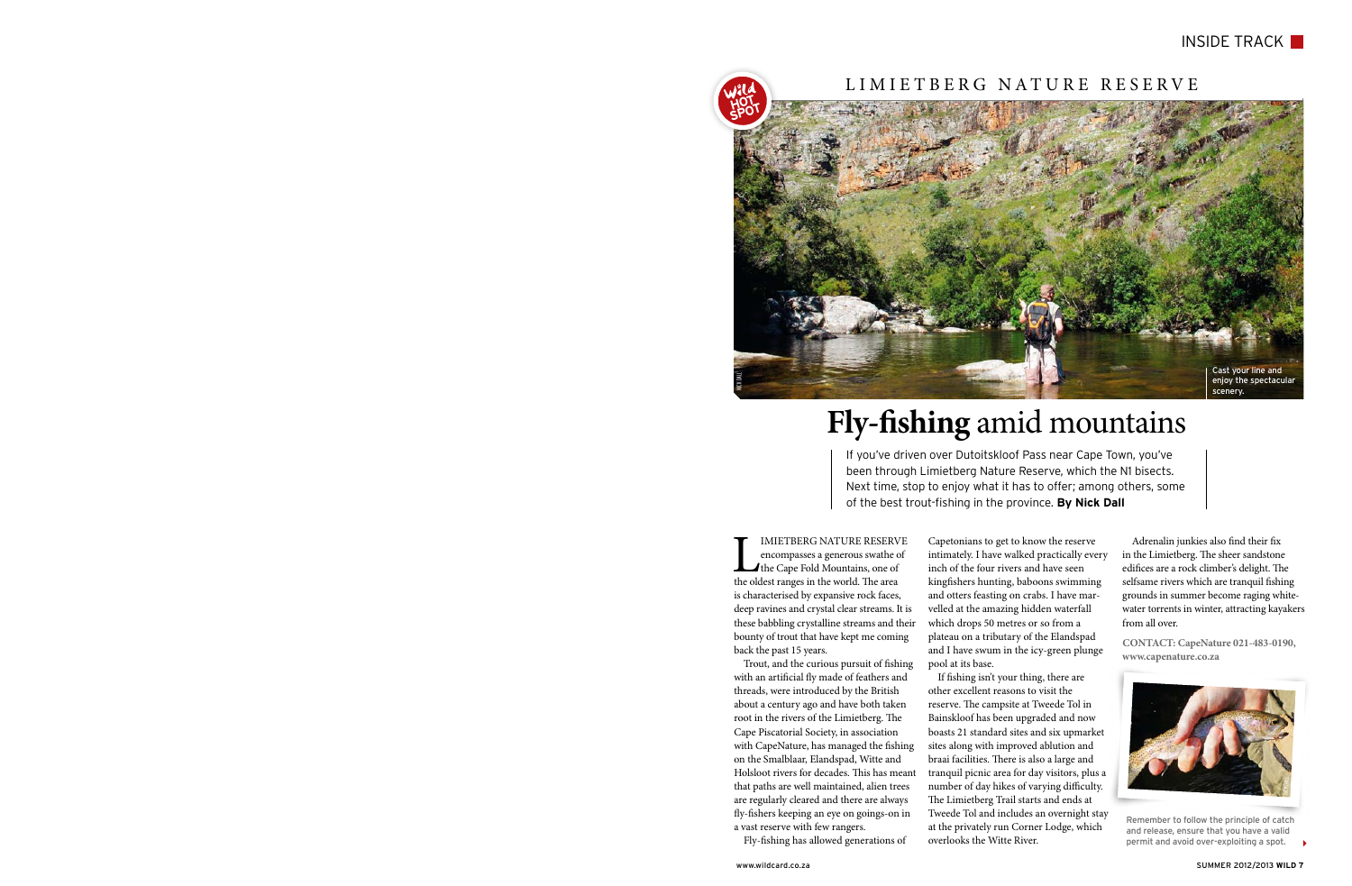## LIMIETBERG NATURE RESERVE

Cast your line and enjoy the spectacular scenery.

# Fly-fishing amid mountains

If you've driven over Dutoitskloof Pass near Cape Town, you've been through Limietberg Nature Reserve, which the N1 bisects. Next time, stop to enjoy what it has to offer; among others, some of the best trout-fishing in the province. **By Nick Dall**

LIMIETBERG NATURE RESERVE encompasses a generous swathe of the Cape Fold Mountains, one of the oldest ranges in the world. The area is characterised by expansive rock faces, deep ravines and crystal clear streams. It is these babbling crystalline streams and their bounty of trout that have kept me coming back the past 15 years.

Trout, and the curious pursuit of fishing with an artificial fly made of feathers and threads, were introduced by the British about a century ago and have both taken root in the rivers of the Limietberg. The Cape Piscatorial Society, in association with CapeNature, has managed the fishing on the Smalblaar, Elandspad, Witte and Holsloot rivers for decades. This has meant that paths are well maintained, alien trees are regularly cleared and there are always fly-fishers keeping an eye on goings-on in a vast reserve with few rangers.

Fly-fishing has allowed generations of Capetonians to get to know the reserve intimately. I have walked practically every inch of the four rivers and have seen kingfishers hunting, baboons swimming and otters feasting on crabs. I have marvelled at the amazing hidden waterfall which drops 50 metres or so from a plateau on a tributary of the Elandspad and I have swum in the icy-green plunge pool at its base.

If fishing isn't your thing, there are other excellent reasons to visit the reserve. The campsite at Tweede Tol in Bainskloof has been upgraded and now boasts 21 standard sites and six upmarket sites along with improved ablution and braai facilities. There is also a large and tranquil picnic area for day visitors, plus a number of day hikes of varying difficulty. The Limietberg Trail starts and ends at Tweede Tol and includes an overnight stay at the privately run Corner Lodge, which overlooks the Witte River.

Adrenalin junkies also find their fix in the Limietberg. The sheer sandstone edifices are a rock climber's delight. The selfsame rivers which are tranquil fishing grounds in summer become raging white-water torrents in winter, attracting kayakers from all over.

**CONTACT: CapeNature 021-483-0190, www.capenature.co.za**

Remember to follow the principle of catch and release, ensure that you have a valid permit and avoid over-exploiting a spot.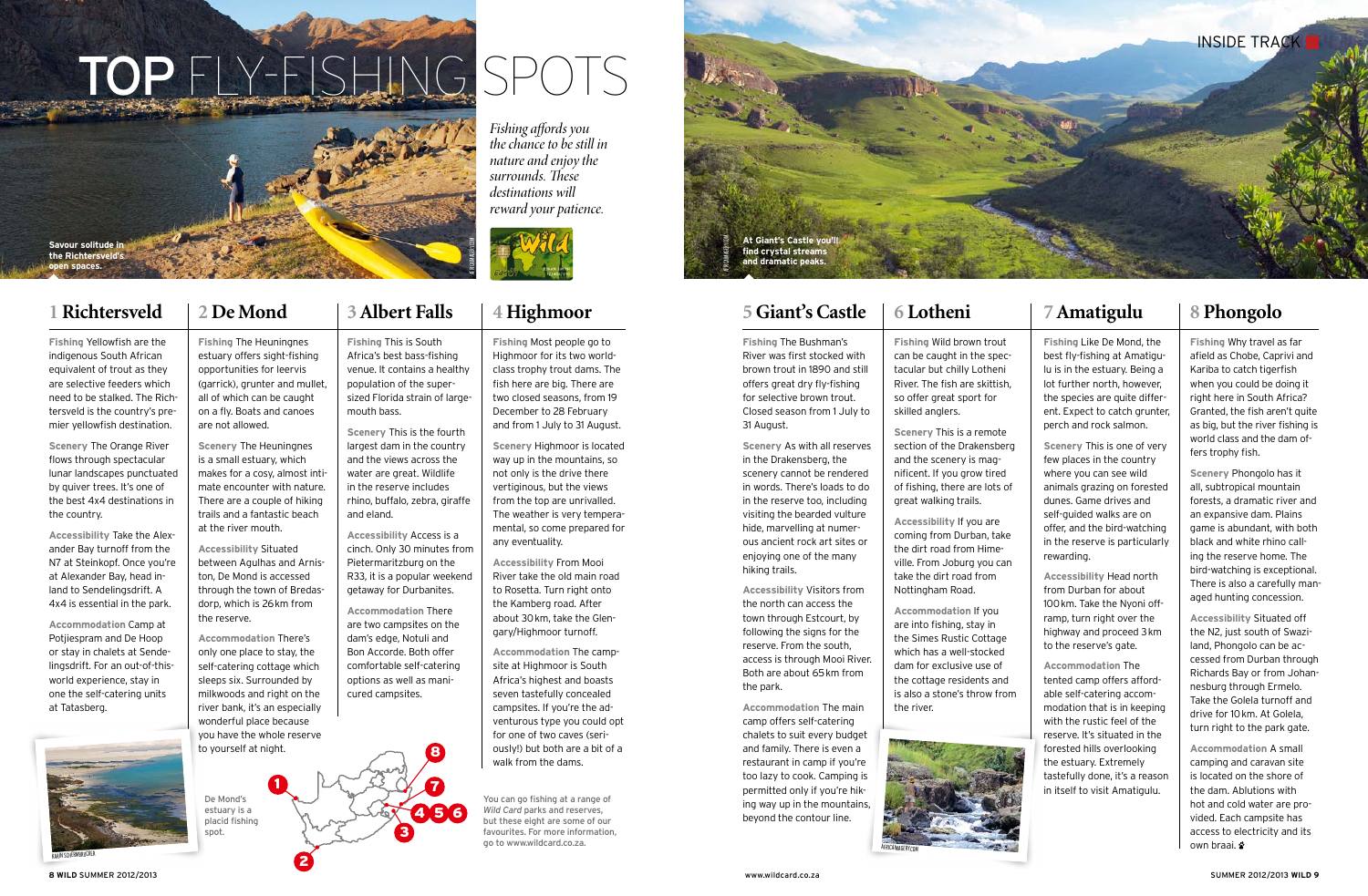# TOP FLY-FISHING SPOTS

*Fishing affords you the chance to be still in nature and enjoy the surrounds. These destinations will reward your patience.*

Savour solitude in the Richtersveld's open spaces.

At Giant's Castle you'll find crystal streams and dramatic peaks.

## 1 Richtersveld

**Fishing** Yellowfish are the indigenous South African equivalent of trout as they are selective feeders which need to be stalked. The Richtersveld is the country's premier yellowfish destination.

**Scenery** The Orange River flows through spectacular lunar landscapes punctuated by quiver trees. It's one of the best 4x4 destinations in the country.

**Accessibility** Take the Alexander Bay turnoff from the N7 at Steinkopf. Once you're at Alexander Bay, head inland to Sendelingsdrift. A 4x4 is essential in the park.

**Accommodation** Camp at Potjiespram and De Hoop or stay in chalets at Sendelingsdrift. For an out-of-this-world experience, stay in one the self-catering units at Tatasberg.

## 2 De Mond

**Fishing** The Heuningnes estuary offers sight-fishing opportunities for leervis (garrick), grunter and mullet, all of which can be caught on a fly. Boats and canoes are not allowed.

**Scenery** The Heuningnes is a small estuary, which makes for a cosy, almost intimate encounter with nature. There are a couple of hiking trails and a fantastic beach at the river mouth.

**Accessibility** Situated between Agulhas and Arniston, De Mond is accessed through the town of Bredasdorp, which is 26 km from the reserve.

**Accommodation** There's only one place to stay, the self-catering cottage which sleeps six. Surrounded by milkwoods and right on the river bank, it's an especially wonderful place because you have the whole reserve to yourself at night.

De Mond's estuary is a placid fishing spot.

## 3 Albert Falls

**Fishing** This is South Africa's best bass-fishing venue. It contains a healthy population of the super-sized Florida strain of large-mouth bass.

**Scenery** This is the fourth largest dam in the country and the views across the water are great. Wildlife in the reserve includes rhino, buffalo, zebra, giraffe and eland.

**Accessibility** Access is a cinch. Only 30 minutes from Pietermaritzburg on the R33, it is a popular weekend getaway for Durbanites.

**Accommodation** There are two campsites on the dam's edge, Notuli and Bon Accorde. Both offer comfortable self-catering options as well as manicured campsites.

## 4 Highmoor

**Fishing** Most people go to Highmoor for its world-class trophy trout dams. The fish here are big. There are two closed seasons, from 19 December to 28 February and from 1 July to 31 August.

**Scenery** Highmoor is located way up in the mountains, so not only is the drive there vertiginous, but the views from the top are unrivalled. The weather is very temperamental, so come prepared for any eventuality.

**Accessibility** From Mooi River take the old main road to Rosetta. Turn right onto the Kamberg road. After about 30 km, take the Glengary/Highmoor turnoff.

**Accommodation** The campsite at Highmoor is South Africa's highest and boasts seven tastefully concealed campsites. If you're the adventurous type you could opt for one of two caves (seriously!) but both are a bit of a walk from the dams.

You can go fishing at a range of *Wild Card* parks and reserves, but these eight are some of our favourites. For more information, go to www.wildcard.co.za.

## 5 Giant's Castle

**Fishing** The Bushman's River was first stocked with brown trout in 1890 and still offers great dry fly-fishing for selective brown trout. Closed season from 1 July to 31 August.

**Scenery** As with all reserves in the Drakensberg, the scenery cannot be rendered in words. There's loads to do in the reserve too, including visiting the bearded vulture hide, marvelling at numerous ancient rock art sites or enjoying one of the many hiking trails.

**Accessibility** Visitors from the north can access the town through Estcourt, by following the signs for the reserve. From the south, access is through Mooi River. Both are about 65 km from the park.

**Accommodation** The main camp offers self-catering chalets to suit every budget and family. There is even a restaurant in camp if you're too lazy to cook. Camping is permitted only if you're hiking way up in the mountains, beyond the contour line.

## 6 Lotheni

**Fishing** Wild brown trout can be caught in the spectacular but chilly Lotheni River. The fish are skittish, so offer great sport for skilled anglers.

**Scenery** This is a remote section of the Drakensberg and the scenery is magnificent. If you grow tired of fishing, there are lots of great walking trails.

**Accessibility** If you are coming from Durban, take the dirt road from Himeville. From Joburg you can take the dirt road from Nottingham Road.

**Accommodation** If you are into fishing, stay in the Simes Rustic Cottage which has a well-stocked dam for exclusive use of the cottage residents and is also a stone's throw from the river.

## 7 Amatigulu

**Fishing** Like De Mond, the best fly-fishing at Amatigulu is in the estuary. Being a lot further north, however, the species are quite different. Expect to catch grunter, perch and rock salmon.

**Scenery** This is one of very few places in the country where you can see wild animals grazing on forested dunes. Game drives and self-guided walks are on offer, and the bird-watching in the reserve is particularly rewarding.

**Accessibility** Head north from Durban for about 100 km. Take the Nyoni off-ramp, turn right over the highway and proceed 3 km to the reserve's gate.

**Accommodation** The tented camp offers affordable self-catering accommodation that is in keeping with the rustic feel of the reserve. It's situated in the forested hills overlooking the estuary. Extremely tastefully done, it's a reason in itself to visit Amatigulu.

## 8 Phongolo

**Fishing** Why travel as far afield as Chobe, Caprivi and Kariba to catch tigerfish when you could be doing it right here in South Africa? Granted, the fish aren't quite as big, but the river fishing is world class and the dam offers trophy fish.

**Scenery** Phongolo has it all, subtropical mountain forests, a dramatic river and an expansive dam. Plains game is abundant, with both black and white rhino calling the reserve home. The bird-watching is exceptional. There is also a carefully managed hunting concession.

**Accessibility** Situated off the N2, just south of Swaziland, Phongolo can be accessed from Durban through Richards Bay or from Johannesburg through Ermelo. Take the Golela turnoff and drive for 10 km. At Golela, turn right to the park gate.

**Accommodation** A small camping and caravan site is located on the shore of the dam. Ablutions with hot and cold water are provided. Each campsite has access to electricity and its own braai.